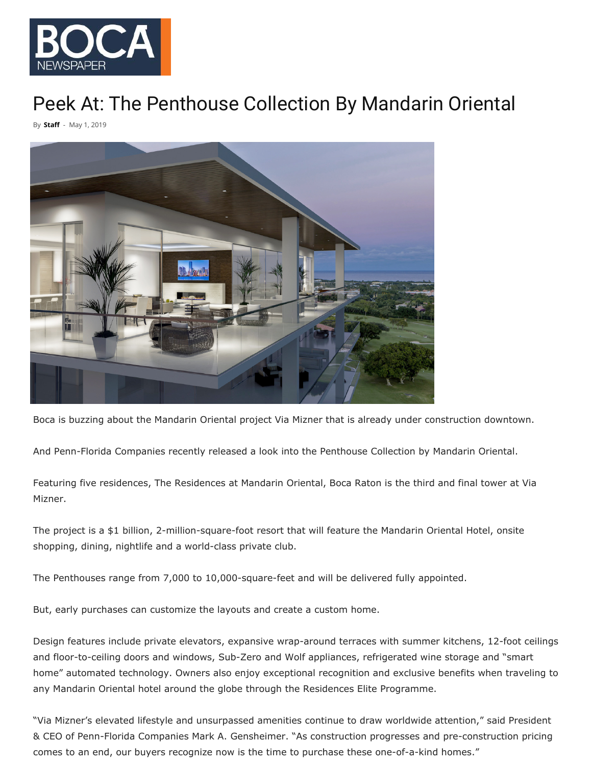BOCA NEWSPAPER

# Peek At: The Penthouse Collection By Mandarin Oriental

By **Staff** - May 1, 2019

Boca is buzzing about the Mandarin Oriental project Via Mizner that is already under construction downtown.

And Penn-Florida Companies recently released a look into the Penthouse Collection by Mandarin Oriental.

Featuring five residences, The Residences at Mandarin Oriental, Boca Raton is the third and final tower at Via Mizner.

The project is a $1 billion, 2-million-square-foot resort that will feature the Mandarin Oriental Hotel, onsite shopping, dining, nightlife and a world-class private club.

The Penthouses range from 7,000 to 10,000-square-feet and will be delivered fully appointed.

But, early purchases can customize the layouts and create a custom home.

Design features include private elevators, expansive wrap-around terraces with summer kitchens, 12-foot ceilings and floor-to-ceiling doors and windows, Sub-Zero and Wolf appliances, refrigerated wine storage and "smart home" automated technology. Owners also enjoy exceptional recognition and exclusive benefits when traveling to any Mandarin Oriental hotel around the globe through the Residences Elite Programme.

"Via Mizner's elevated lifestyle and unsurpassed amenities continue to draw worldwide attention," said President & CEO of Penn-Florida Companies Mark A. Gensheimer. "As construction progresses and pre-construction pricing comes to an end, our buyers recognize now is the time to purchase these one-of-a-kind homes."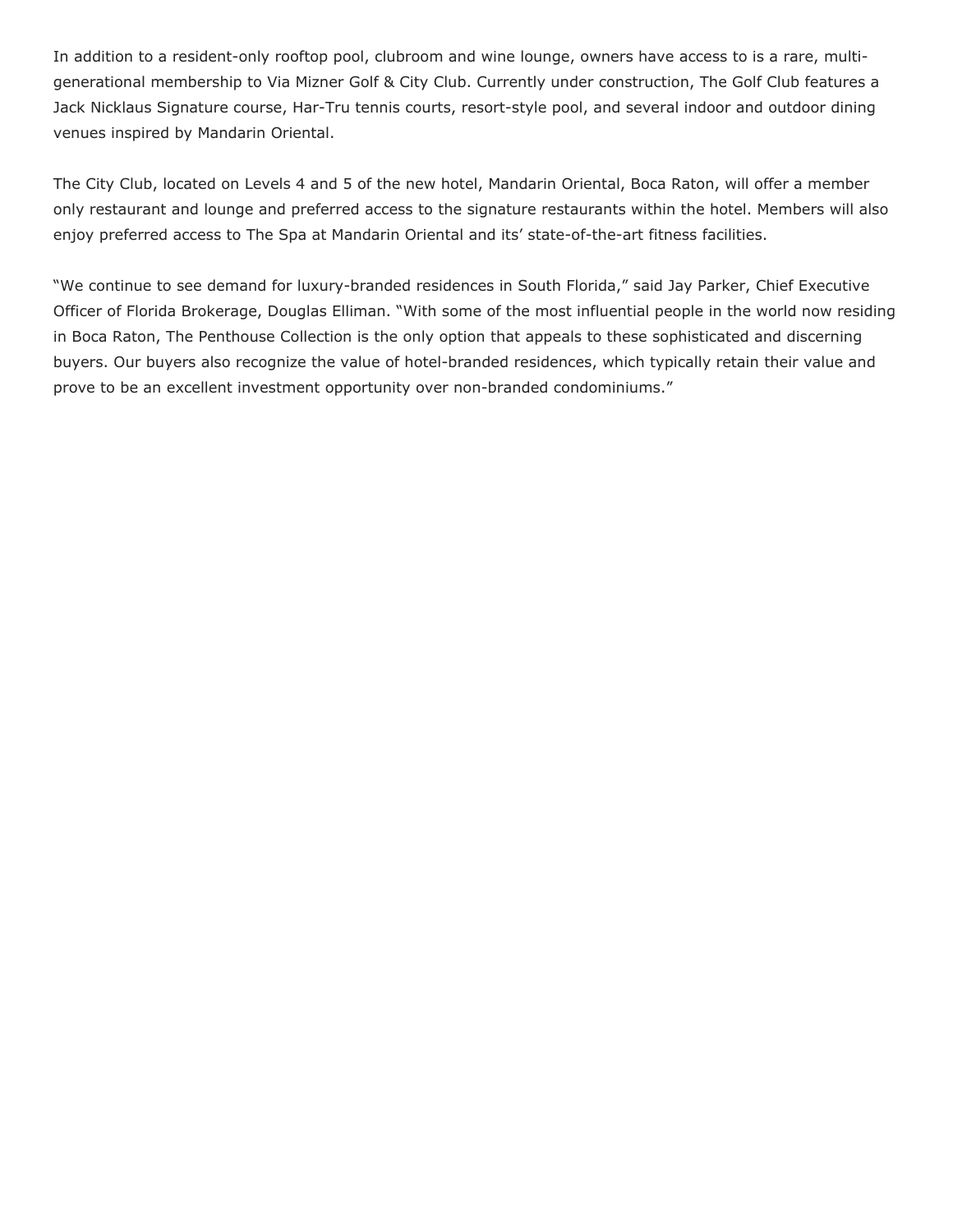In addition to a resident-only rooftop pool, clubroom and wine lounge, owners have access to is a rare, multi-generational membership to Via Mizner Golf & City Club. Currently under construction, The Golf Club features a Jack Nicklaus Signature course, Har-Tru tennis courts, resort-style pool, and several indoor and outdoor dining venues inspired by Mandarin Oriental.

The City Club, located on Levels 4 and 5 of the new hotel, Mandarin Oriental, Boca Raton, will offer a member only restaurant and lounge and preferred access to the signature restaurants within the hotel. Members will also enjoy preferred access to The Spa at Mandarin Oriental and its' state-of-the-art fitness facilities.

"We continue to see demand for luxury-branded residences in South Florida," said Jay Parker, Chief Executive Officer of Florida Brokerage, Douglas Elliman. "With some of the most influential people in the world now residing in Boca Raton, The Penthouse Collection is the only option that appeals to these sophisticated and discerning buyers. Our buyers also recognize the value of hotel-branded residences, which typically retain their value and prove to be an excellent investment opportunity over non-branded condominiums."